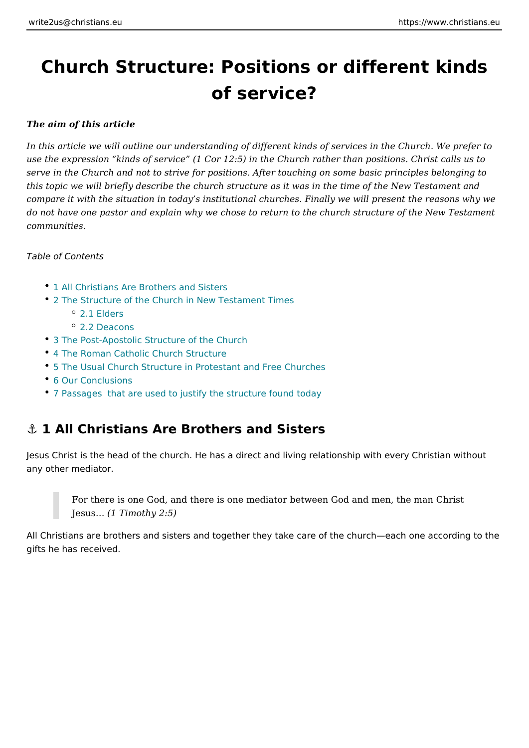# Church Structure: Positions or different kinds of service?

***The aim of this article***

*In this article we will outline our understanding of different kinds of services in the Church. We prefer to use the expression "kinds of service" (1 Cor 12:5) in the Church rather than positions. Christ calls us to serve in the Church and not to strive for positions. After touching on some basic principles belonging to this topic we will briefly describe the church structure as it was in the time of the New Testament and compare it with the situation in today's institutional churches. Finally we will present the reasons why we do not have one pastor and explain why we chose to return to the church structure of the New Testament communities.*

*Table of Contents*

- 1 All Christians Are Brothers and Sisters
- 2 The Structure of the Church in New Testament Times
  - 2.1 Elders
  - 2.2 Deacons
- 3 The Post-Apostolic Structure of the Church
- 4 The Roman Catholic Church Structure
- 5 The Usual Church Structure in Protestant and Free Churches
- 6 Our Conclusions
- 7 Passages  that are used to justify the structure found today

## ⚓ 1 All Christians Are Brothers and Sisters

Jesus Christ is the head of the church. He has a direct and living relationship with every Christian without any other mediator.

> For there is one God, and there is one mediator between God and men, the man Christ Jesus… *(1 Timothy 2:5)*

All Christians are brothers and sisters and together they take care of the church—each one according to the gifts he has received.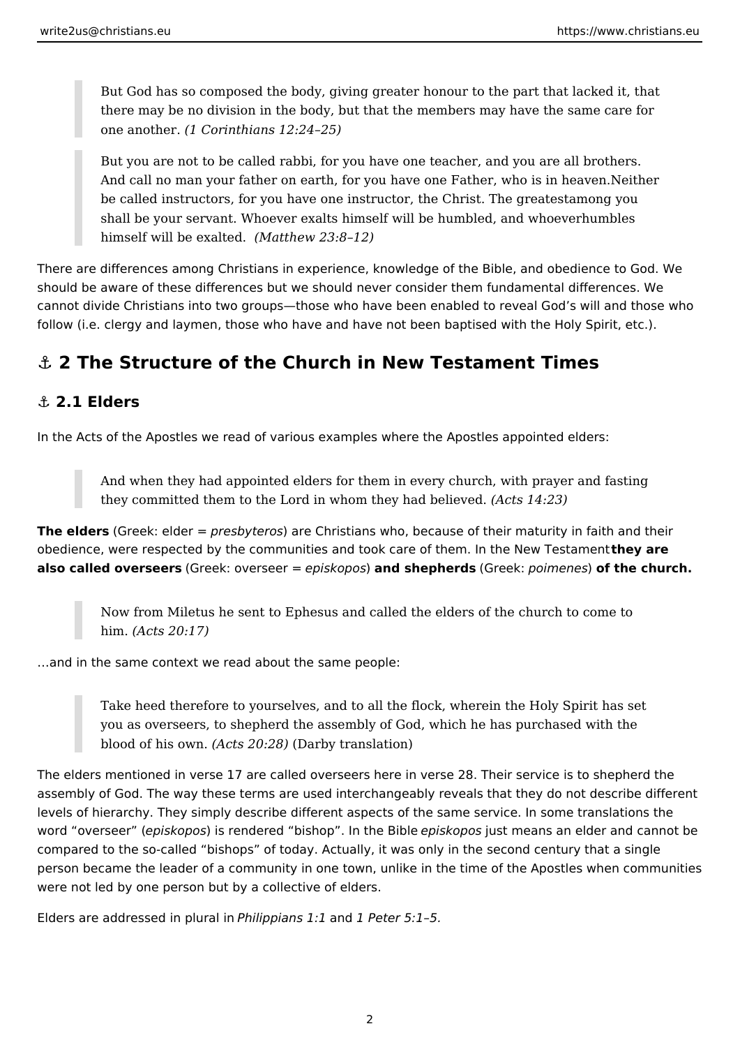> But God has so composed the body, giving greater honour to the part that lacked it, that there may be no division in the body, but that the members may have the same care for one another. *(1 Corinthians 12:24–25)*

> But you are not to be called rabbi, for you have one teacher, and you are all brothers. And call no man your father on earth, for you have one Father, who is in heaven.Neither be called instructors, for you have one instructor, the Christ. The greatestamong you shall be your servant. Whoever exalts himself will be humbled, and whoeverhumbles himself will be exalted. *(Matthew 23:8–12)*

There are differences among Christians in experience, knowledge of the Bible, and obedience to God. We should be aware of these differences but we should never consider them fundamental differences. We cannot divide Christians into two groups—those who have been enabled to reveal God's will and those who follow (i.e. clergy and laymen, those who have and have not been baptised with the Holy Spirit, etc.).

## ⚓ 2 The Structure of the Church in New Testament Times

### ⚓ 2.1 Elders

In the Acts of the Apostles we read of various examples where the Apostles appointed elders:

> And when they had appointed elders for them in every church, with prayer and fasting they committed them to the Lord in whom they had believed. *(Acts 14:23)*

**The elders** (Greek: elder = *presbyteros*) are Christians who, because of their maturity in faith and their obedience, were respected by the communities and took care of them. In the New Testament **they are also called overseers** (Greek: overseer = *episkopos*) **and shepherds** (Greek: *poimenes*) **of the church.**

> Now from Miletus he sent to Ephesus and called the elders of the church to come to him. *(Acts 20:17)*

…and in the same context we read about the same people:

> Take heed therefore to yourselves, and to all the flock, wherein the Holy Spirit has set you as overseers, to shepherd the assembly of God, which he has purchased with the blood of his own. *(Acts 20:28)* (Darby translation)

The elders mentioned in verse 17 are called overseers here in verse 28. Their service is to shepherd the assembly of God. The way these terms are used interchangeably reveals that they do not describe different levels of hierarchy. They simply describe different aspects of the same service. In some translations the word "overseer" (*episkopos*) is rendered "bishop". In the Bible *episkopos* just means an elder and cannot be compared to the so-called "bishops" of today. Actually, it was only in the second century that a single person became the leader of a community in one town, unlike in the time of the Apostles when communities were not led by one person but by a collective of elders.

Elders are addressed in plural in *Philippians 1:1* and *1 Peter 5:1–5.*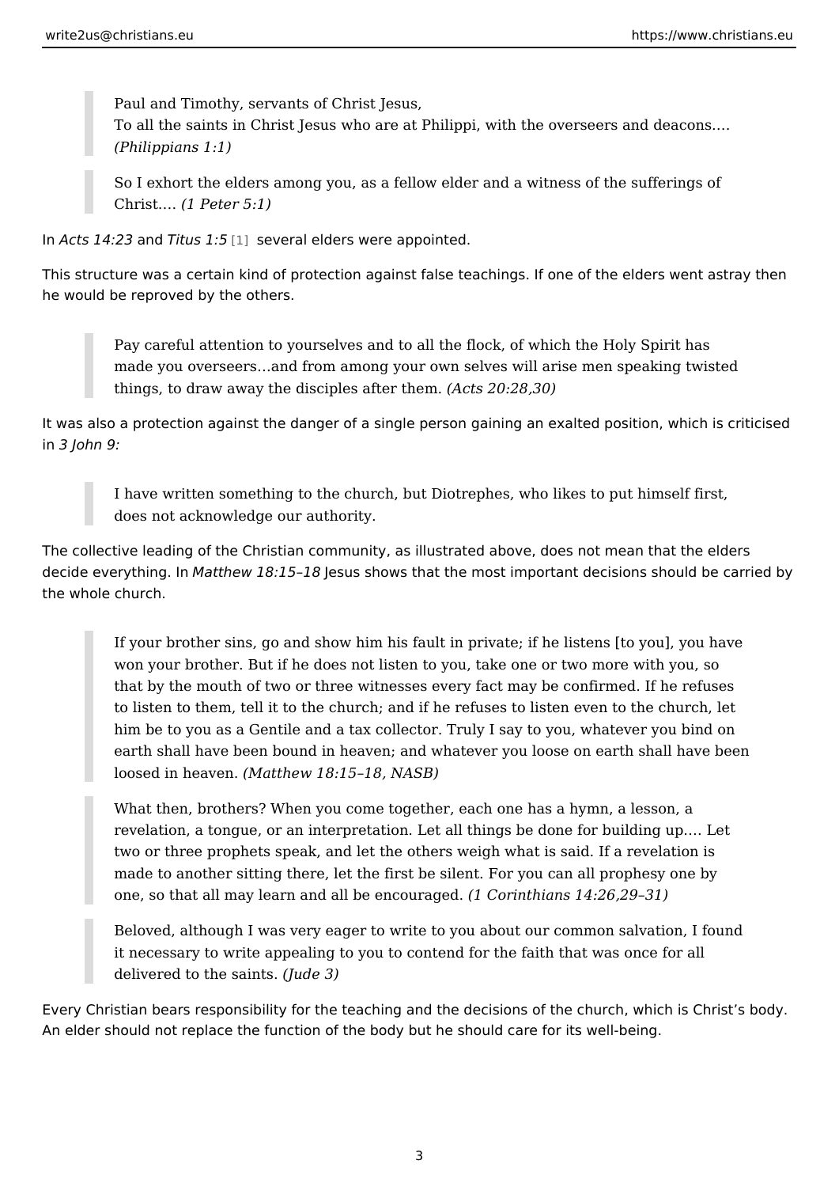> Paul and Timothy, servants of Christ Jesus,
> To all the saints in Christ Jesus who are at Philippi, with the overseers and deacons.… *(Philippians 1:1)*

> So I exhort the elders among you, as a fellow elder and a witness of the sufferings of Christ.… *(1 Peter 5:1)*

In *Acts 14:23* and *Titus 1:5* [1] several elders were appointed.

This structure was a certain kind of protection against false teachings. If one of the elders went astray then he would be reproved by the others.

> Pay careful attention to yourselves and to all the flock, of which the Holy Spirit has made you overseers…and from among your own selves will arise men speaking twisted things, to draw away the disciples after them. *(Acts 20:28,30)*

It was also a protection against the danger of a single person gaining an exalted position, which is criticised in *3 John 9:*

> I have written something to the church, but Diotrephes, who likes to put himself first, does not acknowledge our authority.

The collective leading of the Christian community, as illustrated above, does not mean that the elders decide everything. In *Matthew 18:15–18* Jesus shows that the most important decisions should be carried by the whole church.

> If your brother sins, go and show him his fault in private; if he listens [to you], you have won your brother. But if he does not listen to you, take one or two more with you, so that by the mouth of two or three witnesses every fact may be confirmed. If he refuses to listen to them, tell it to the church; and if he refuses to listen even to the church, let him be to you as a Gentile and a tax collector. Truly I say to you, whatever you bind on earth shall have been bound in heaven; and whatever you loose on earth shall have been loosed in heaven. *(Matthew 18:15–18, NASB)*

> What then, brothers? When you come together, each one has a hymn, a lesson, a revelation, a tongue, or an interpretation. Let all things be done for building up.… Let two or three prophets speak, and let the others weigh what is said. If a revelation is made to another sitting there, let the first be silent. For you can all prophesy one by one, so that all may learn and all be encouraged. *(1 Corinthians 14:26,29–31)*

> Beloved, although I was very eager to write to you about our common salvation, I found it necessary to write appealing to you to contend for the faith that was once for all delivered to the saints. *(Jude 3)*

Every Christian bears responsibility for the teaching and the decisions of the church, which is Christ's body. An elder should not replace the function of the body but he should care for its well-being.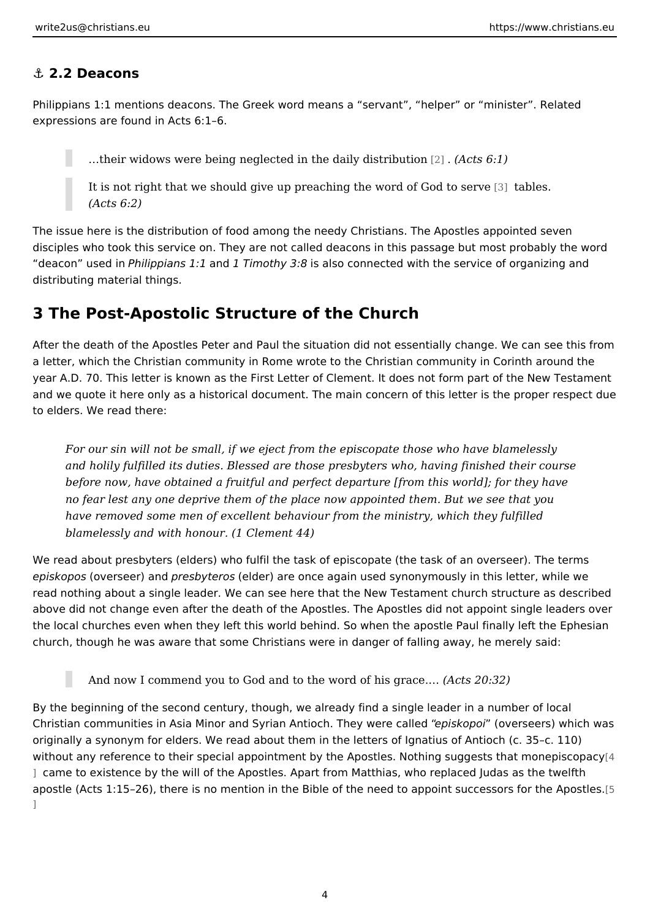## ⚓ 2.2 Deacons

Philippians 1:1 mentions deacons. The Greek word means a “servant”, “helper” or “minister”. Related expressions are found in Acts 6:1–6.

> …their widows were being neglected in the daily distribution[2]. *(Acts 6:1)*

> It is not right that we should give up preaching the word of God to serve[3] tables. *(Acts 6:2)*

The issue here is the distribution of food among the needy Christians. The Apostles appointed seven disciples who took this service on. They are not called deacons in this passage but most probably the word “deacon” used in *Philippians 1:1* and *1 Timothy 3:8* is also connected with the service of organizing and distributing material things.

# 3 The Post-Apostolic Structure of the Church

After the death of the Apostles Peter and Paul the situation did not essentially change. We can see this from a letter, which the Christian community in Rome wrote to the Christian community in Corinth around the year A.D. 70. This letter is known as the First Letter of Clement. It does not form part of the New Testament and we quote it here only as a historical document. The main concern of this letter is the proper respect due to elders. We read there:

> *For our sin will not be small, if we eject from the episcopate those who have blamelessly and holily fulfilled its duties. Blessed are those presbyters who, having finished their course before now, have obtained a fruitful and perfect departure [from this world]; for they have no fear lest any one deprive them of the place now appointed them. But we see that you have removed some men of excellent behaviour from the ministry, which they fulfilled blamelessly and with honour. (1 Clement 44)*

We read about presbyters (elders) who fulfil the task of episcopate (the task of an overseer). The terms *episkopos* (overseer) and *presbyteros* (elder) are once again used synonymously in this letter, while we read nothing about a single leader. We can see here that the New Testament church structure as described above did not change even after the death of the Apostles. The Apostles did not appoint single leaders over the local churches even when they left this world behind. So when the apostle Paul finally left the Ephesian church, though he was aware that some Christians were in danger of falling away, he merely said:

> And now I commend you to God and to the word of his grace…. *(Acts 20:32)*

By the beginning of the second century, though, we already find a single leader in a number of local Christian communities in Asia Minor and Syrian Antioch. They were called “*episkopoi*” (overseers) which was originally a synonym for elders. We read about them in the letters of Ignatius of Antioch (c. 35–c. 110) without any reference to their special appointment by the Apostles. Nothing suggests that monepiscopacy[4] came to existence by the will of the Apostles. Apart from Matthias, who replaced Judas as the twelfth apostle (Acts 1:15–26), there is no mention in the Bible of the need to appoint successors for the Apostles.[5]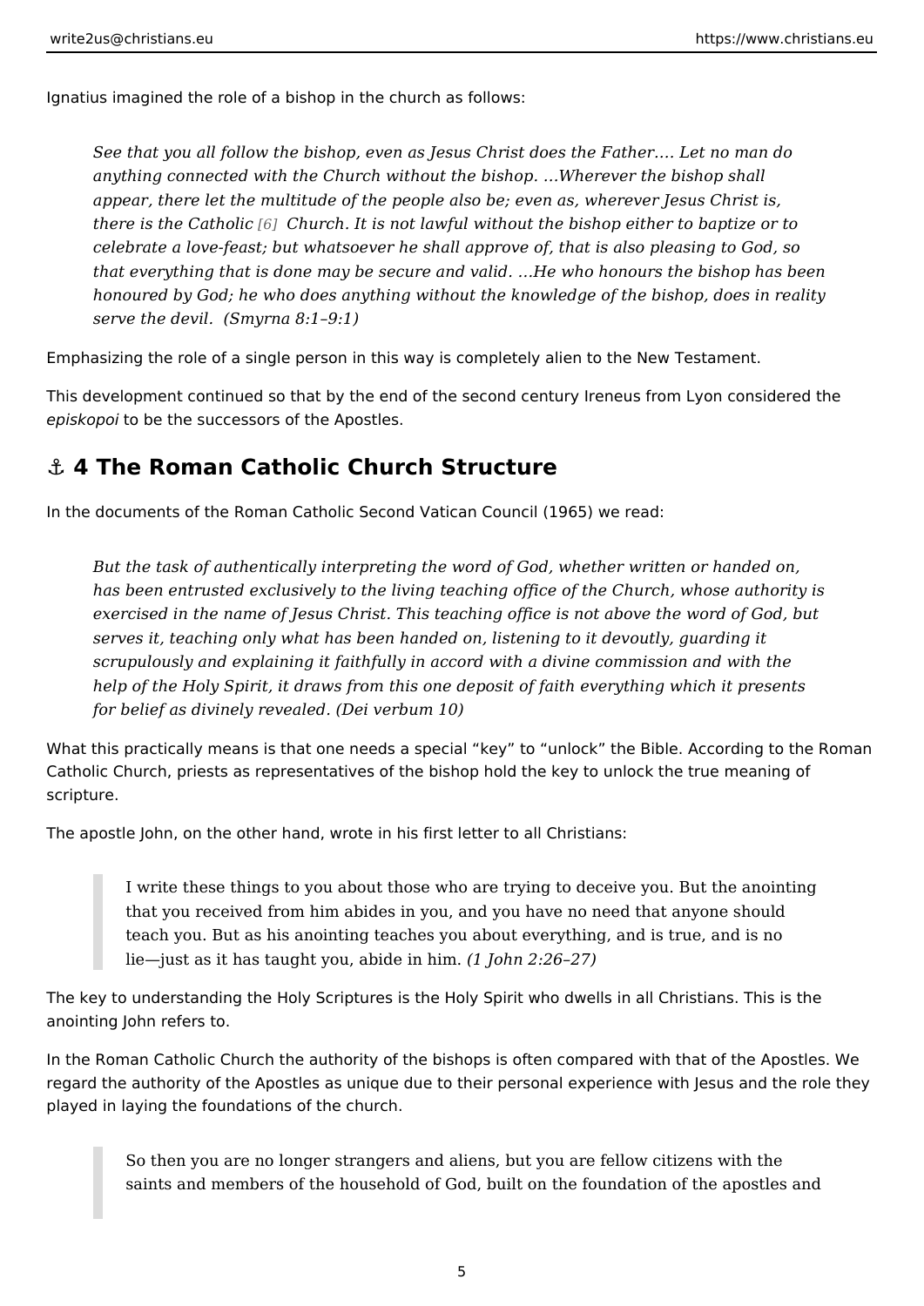Ignatius imagined the role of a bishop in the church as follows:

> *See that you all follow the bishop, even as Jesus Christ does the Father.… Let no man do anything connected with the Church without the bishop. …Wherever the bishop shall appear, there let the multitude of the people also be; even as, wherever Jesus Christ is, there is the Catholic* [6] *Church. It is not lawful without the bishop either to baptize or to celebrate a love-feast; but whatsoever he shall approve of, that is also pleasing to God, so that everything that is done may be secure and valid. …He who honours the bishop has been honoured by God; he who does anything without the knowledge of the bishop, does in reality serve the devil. (Smyrna 8:1–9:1)*

Emphasizing the role of a single person in this way is completely alien to the New Testament.

This development continued so that by the end of the second century Ireneus from Lyon considered the *episkopoi* to be the successors of the Apostles.

## ⚓ 4 The Roman Catholic Church Structure

In the documents of the Roman Catholic Second Vatican Council (1965) we read:

> *But the task of authentically interpreting the word of God, whether written or handed on, has been entrusted exclusively to the living teaching office of the Church, whose authority is exercised in the name of Jesus Christ. This teaching office is not above the word of God, but serves it, teaching only what has been handed on, listening to it devoutly, guarding it scrupulously and explaining it faithfully in accord with a divine commission and with the help of the Holy Spirit, it draws from this one deposit of faith everything which it presents for belief as divinely revealed. (Dei verbum 10)*

What this practically means is that one needs a special “key” to “unlock” the Bible. According to the Roman Catholic Church, priests as representatives of the bishop hold the key to unlock the true meaning of scripture.

The apostle John, on the other hand, wrote in his first letter to all Christians:

> I write these things to you about those who are trying to deceive you. But the anointing that you received from him abides in you, and you have no need that anyone should teach you. But as his anointing teaches you about everything, and is true, and is no lie—just as it has taught you, abide in him. *(1 John 2:26–27)*

The key to understanding the Holy Scriptures is the Holy Spirit who dwells in all Christians. This is the anointing John refers to.

In the Roman Catholic Church the authority of the bishops is often compared with that of the Apostles. We regard the authority of the Apostles as unique due to their personal experience with Jesus and the role they played in laying the foundations of the church.

> So then you are no longer strangers and aliens, but you are fellow citizens with the saints and members of the household of God, built on the foundation of the apostles and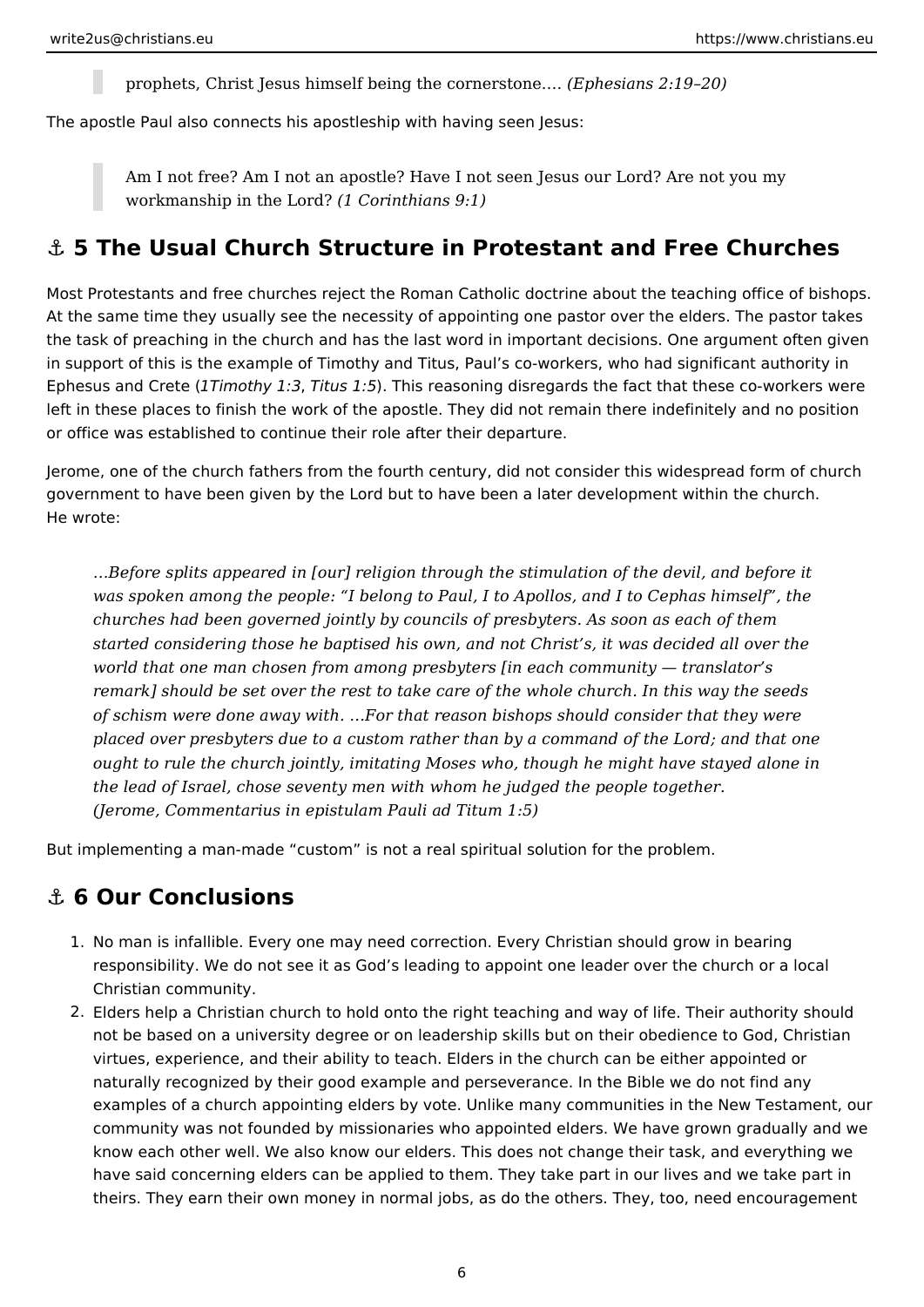> prophets, Christ Jesus himself being the cornerstone.… *(Ephesians 2:19–20)*

The apostle Paul also connects his apostleship with having seen Jesus:

> Am I not free? Am I not an apostle? Have I not seen Jesus our Lord? Are not you my workmanship in the Lord? *(1 Corinthians 9:1)*

## ⚓ 5 The Usual Church Structure in Protestant and Free Churches

Most Protestants and free churches reject the Roman Catholic doctrine about the teaching office of bishops. At the same time they usually see the necessity of appointing one pastor over the elders. The pastor takes the task of preaching in the church and has the last word in important decisions. One argument often given in support of this is the example of Timothy and Titus, Paul's co-workers, who had significant authority in Ephesus and Crete (*1Timothy 1:3*, *Titus 1:5*). This reasoning disregards the fact that these co-workers were left in these places to finish the work of the apostle. They did not remain there indefinitely and no position or office was established to continue their role after their departure.

Jerome, one of the church fathers from the fourth century, did not consider this widespread form of church government to have been given by the Lord but to have been a later development within the church. He wrote:

> *…Before splits appeared in [our] religion through the stimulation of the devil, and before it was spoken among the people: "I belong to Paul, I to Apollos, and I to Cephas himself", the churches had been governed jointly by councils of presbyters. As soon as each of them started considering those he baptised his own, and not Christ's, it was decided all over the world that one man chosen from among presbyters [in each community — translator's remark] should be set over the rest to take care of the whole church. In this way the seeds of schism were done away with. …For that reason bishops should consider that they were placed over presbyters due to a custom rather than by a command of the Lord; and that one ought to rule the church jointly, imitating Moses who, though he might have stayed alone in the lead of Israel, chose seventy men with whom he judged the people together. (Jerome, Commentarius in epistulam Pauli ad Titum 1:5)*

But implementing a man-made "custom" is not a real spiritual solution for the problem.

## ⚓ 6 Our Conclusions

1. No man is infallible. Every one may need correction. Every Christian should grow in bearing responsibility. We do not see it as God's leading to appoint one leader over the church or a local Christian community.
2. Elders help a Christian church to hold onto the right teaching and way of life. Their authority should not be based on a university degree or on leadership skills but on their obedience to God, Christian virtues, experience, and their ability to teach. Elders in the church can be either appointed or naturally recognized by their good example and perseverance. In the Bible we do not find any examples of a church appointing elders by vote. Unlike many communities in the New Testament, our community was not founded by missionaries who appointed elders. We have grown gradually and we know each other well. We also know our elders. This does not change their task, and everything we have said concerning elders can be applied to them. They take part in our lives and we take part in theirs. They earn their own money in normal jobs, as do the others. They, too, need encouragement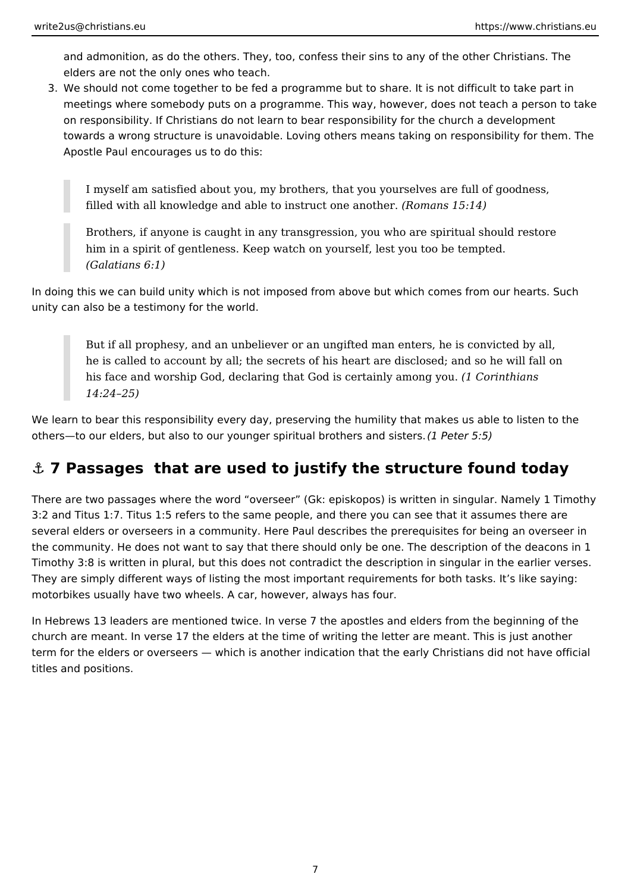and admonition, as do the others. They, too, confess their sins to any of the other Christians. The elders are not the only ones who teach.

3. We should not come together to be fed a programme but to share. It is not difficult to take part in meetings where somebody puts on a programme. This way, however, does not teach a person to take on responsibility. If Christians do not learn to bear responsibility for the church a development towards a wrong structure is unavoidable. Loving others means taking on responsibility for them. The Apostle Paul encourages us to do this:

> I myself am satisfied about you, my brothers, that you yourselves are full of goodness, filled with all knowledge and able to instruct one another. *(Romans 15:14)*

> Brothers, if anyone is caught in any transgression, you who are spiritual should restore him in a spirit of gentleness. Keep watch on yourself, lest you too be tempted. *(Galatians 6:1)*

In doing this we can build unity which is not imposed from above but which comes from our hearts. Such unity can also be a testimony for the world.

> But if all prophesy, and an unbeliever or an ungifted man enters, he is convicted by all, he is called to account by all; the secrets of his heart are disclosed; and so he will fall on his face and worship God, declaring that God is certainly among you. *(1 Corinthians 14:24–25)*

We learn to bear this responsibility every day, preserving the humility that makes us able to listen to the others—to our elders, but also to our younger spiritual brothers and sisters. *(1 Peter 5:5)*

## ⚓ 7 Passages that are used to justify the structure found today

There are two passages where the word “overseer” (Gk: episkopos) is written in singular. Namely 1 Timothy 3:2 and Titus 1:7. Titus 1:5 refers to the same people, and there you can see that it assumes there are several elders or overseers in a community. Here Paul describes the prerequisites for being an overseer in the community. He does not want to say that there should only be one. The description of the deacons in 1 Timothy 3:8 is written in plural, but this does not contradict the description in singular in the earlier verses. They are simply different ways of listing the most important requirements for both tasks. It’s like saying: motorbikes usually have two wheels. A car, however, always has four.

In Hebrews 13 leaders are mentioned twice. In verse 7 the apostles and elders from the beginning of the church are meant. In verse 17 the elders at the time of writing the letter are meant. This is just another term for the elders or overseers — which is another indication that the early Christians did not have official titles and positions.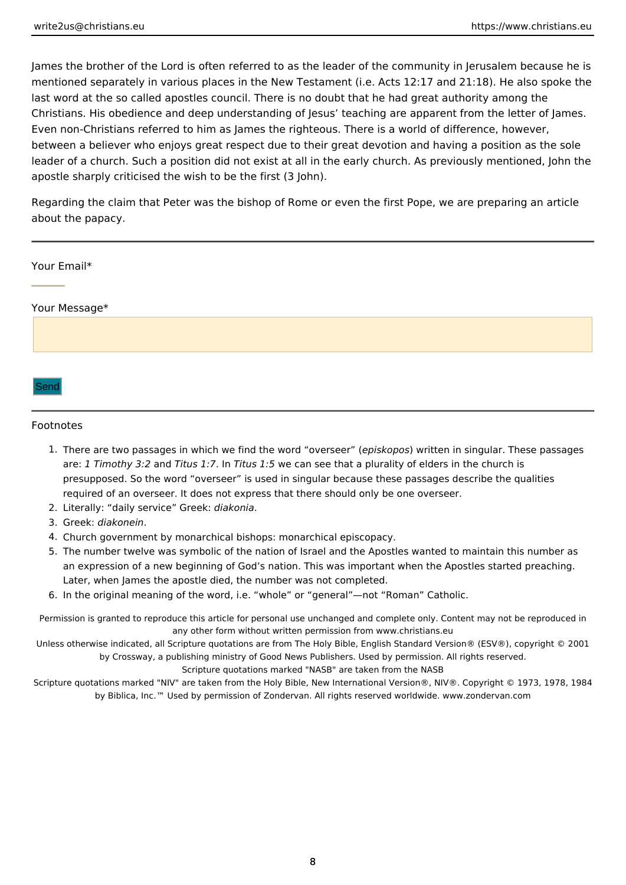James the brother of the Lord is often referred to as the leader of the community in Jerusalem because he is mentioned separately in various places in the New Testament (i.e. Acts 12:17 and 21:18). He also spoke the last word at the so called apostles council. There is no doubt that he had great authority among the Christians. His obedience and deep understanding of Jesus' teaching are apparent from the letter of James. Even non-Christians referred to him as James the righteous. There is a world of difference, however, between a believer who enjoys great respect due to their great devotion and having a position as the sole leader of a church. Such a position did not exist at all in the early church. As previously mentioned, John the apostle sharply criticised the wish to be the first (3 John).

Regarding the claim that Peter was the bishop of Rome or even the first Pope, we are preparing an article about the papacy.

---

Your Email*

Your Message*

Send

---

Footnotes

1. There are two passages in which we find the word "overseer" (*episkopos*) written in singular. These passages are: *1 Timothy 3:2* and *Titus 1:7*. In *Titus 1:5* we can see that a plurality of elders in the church is presupposed. So the word "overseer" is used in singular because these passages describe the qualities required of an overseer. It does not express that there should only be one overseer.
2. Literally: "daily service" Greek: *diakonia*.
3. Greek: *diakonein*.
4. Church government by monarchical bishops: monarchical episcopacy.
5. The number twelve was symbolic of the nation of Israel and the Apostles wanted to maintain this number as an expression of a new beginning of God's nation. This was important when the Apostles started preaching. Later, when James the apostle died, the number was not completed.
6. In the original meaning of the word, i.e. "whole" or "general"—not "Roman" Catholic.

Permission is granted to reproduce this article for personal use unchanged and complete only. Content may not be reproduced in any other form without written permission from www.christians.eu

Unless otherwise indicated, all Scripture quotations are from The Holy Bible, English Standard Version® (ESV®), copyright © 2001 by Crossway, a publishing ministry of Good News Publishers. Used by permission. All rights reserved.

Scripture quotations marked "NASB" are taken from the NASB

Scripture quotations marked "NIV" are taken from the Holy Bible, New International Version®, NIV®. Copyright © 1973, 1978, 1984 by Biblica, Inc.™ Used by permission of Zondervan. All rights reserved worldwide. www.zondervan.com